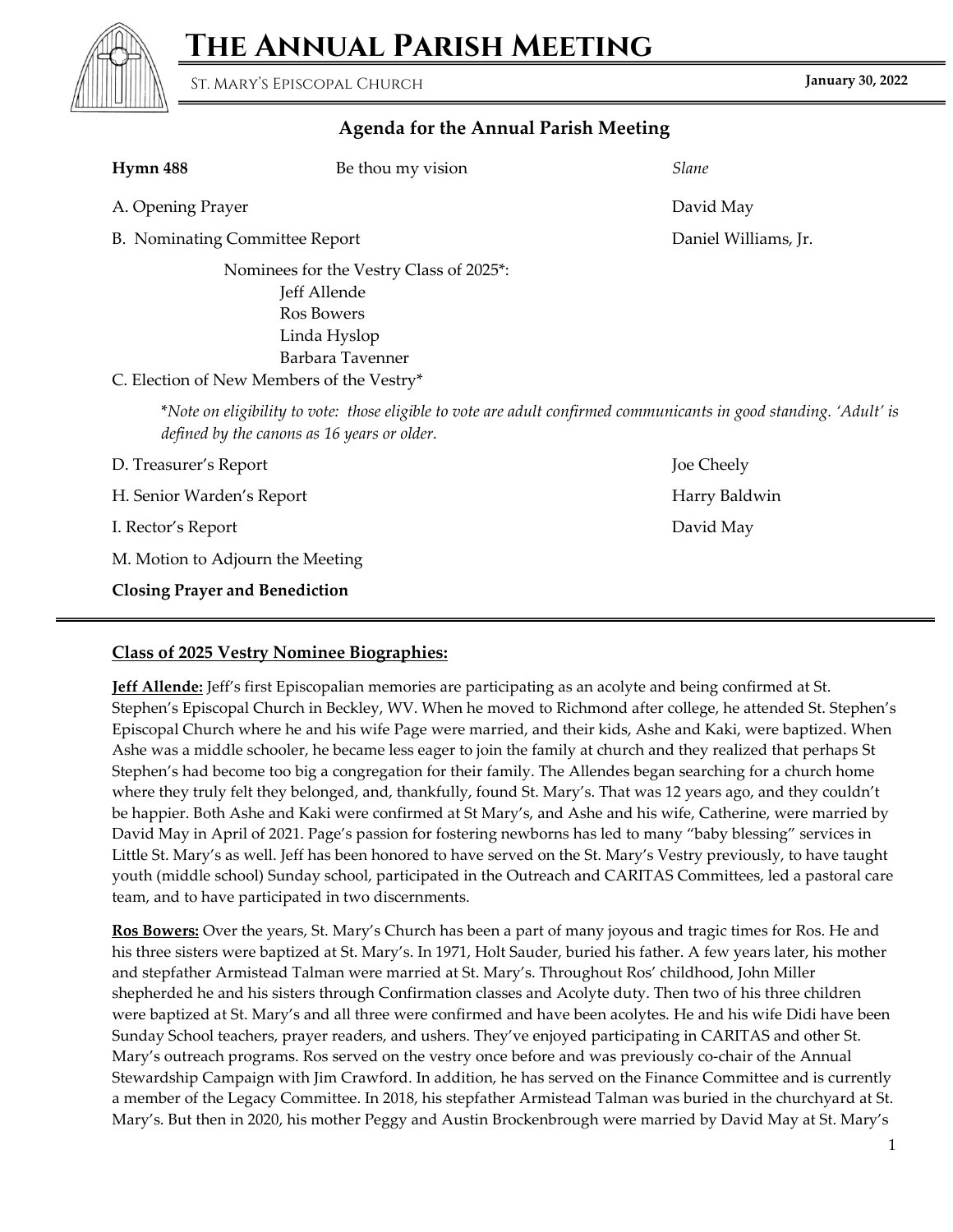# The Annual Parish Meeting

St. Mary's Episcopal Church

**January 30, 2022**

## Agenda for the Annual Parish Meeting

**Hymn 488** Be thou my vision *Slane*

A. Opening Prayer — David May

B. Nominating Committee Report — Daniel Williams, Jr.

Nominees for the Vestry Class of 2025*:
- Jeff Allende
- Ros Bowers
- Linda Hyslop
- Barbara Tavenner

C. Election of New Members of the Vestry*

*\*Note on eligibility to vote: those eligible to vote are adult confirmed communicants in good standing. 'Adult' is defined by the canons as 16 years or older.*

D. Treasurer's Report — Joe Cheely

H. Senior Warden's Report — Harry Baldwin

I. Rector's Report — David May

M. Motion to Adjourn the Meeting

**Closing Prayer and Benediction**

---

## Class of 2025 Vestry Nominee Biographies:

**Jeff Allende:** Jeff's first Episcopalian memories are participating as an acolyte and being confirmed at St. Stephen's Episcopal Church in Beckley, WV. When he moved to Richmond after college, he attended St. Stephen's Episcopal Church where he and his wife Page were married, and their kids, Ashe and Kaki, were baptized. When Ashe was a middle schooler, he became less eager to join the family at church and they realized that perhaps St Stephen's had become too big a congregation for their family. The Allendes began searching for a church home where they truly felt they belonged, and, thankfully, found St. Mary's. That was 12 years ago, and they couldn't be happier. Both Ashe and Kaki were confirmed at St Mary's, and Ashe and his wife, Catherine, were married by David May in April of 2021. Page's passion for fostering newborns has led to many "baby blessing" services in Little St. Mary's as well. Jeff has been honored to have served on the St. Mary's Vestry previously, to have taught youth (middle school) Sunday school, participated in the Outreach and CARITAS Committees, led a pastoral care team, and to have participated in two discernments.

**Ros Bowers:** Over the years, St. Mary's Church has been a part of many joyous and tragic times for Ros. He and his three sisters were baptized at St. Mary's. In 1971, Holt Sauder, buried his father. A few years later, his mother and stepfather Armistead Talman were married at St. Mary's. Throughout Ros' childhood, John Miller shepherded he and his sisters through Confirmation classes and Acolyte duty. Then two of his three children were baptized at St. Mary's and all three were confirmed and have been acolytes. He and his wife Didi have been Sunday School teachers, prayer readers, and ushers. They've enjoyed participating in CARITAS and other St. Mary's outreach programs. Ros served on the vestry once before and was previously co-chair of the Annual Stewardship Campaign with Jim Crawford. In addition, he has served on the Finance Committee and is currently a member of the Legacy Committee. In 2018, his stepfather Armistead Talman was buried in the churchyard at St. Mary's. But then in 2020, his mother Peggy and Austin Brockenbrough were married by David May at St. Mary's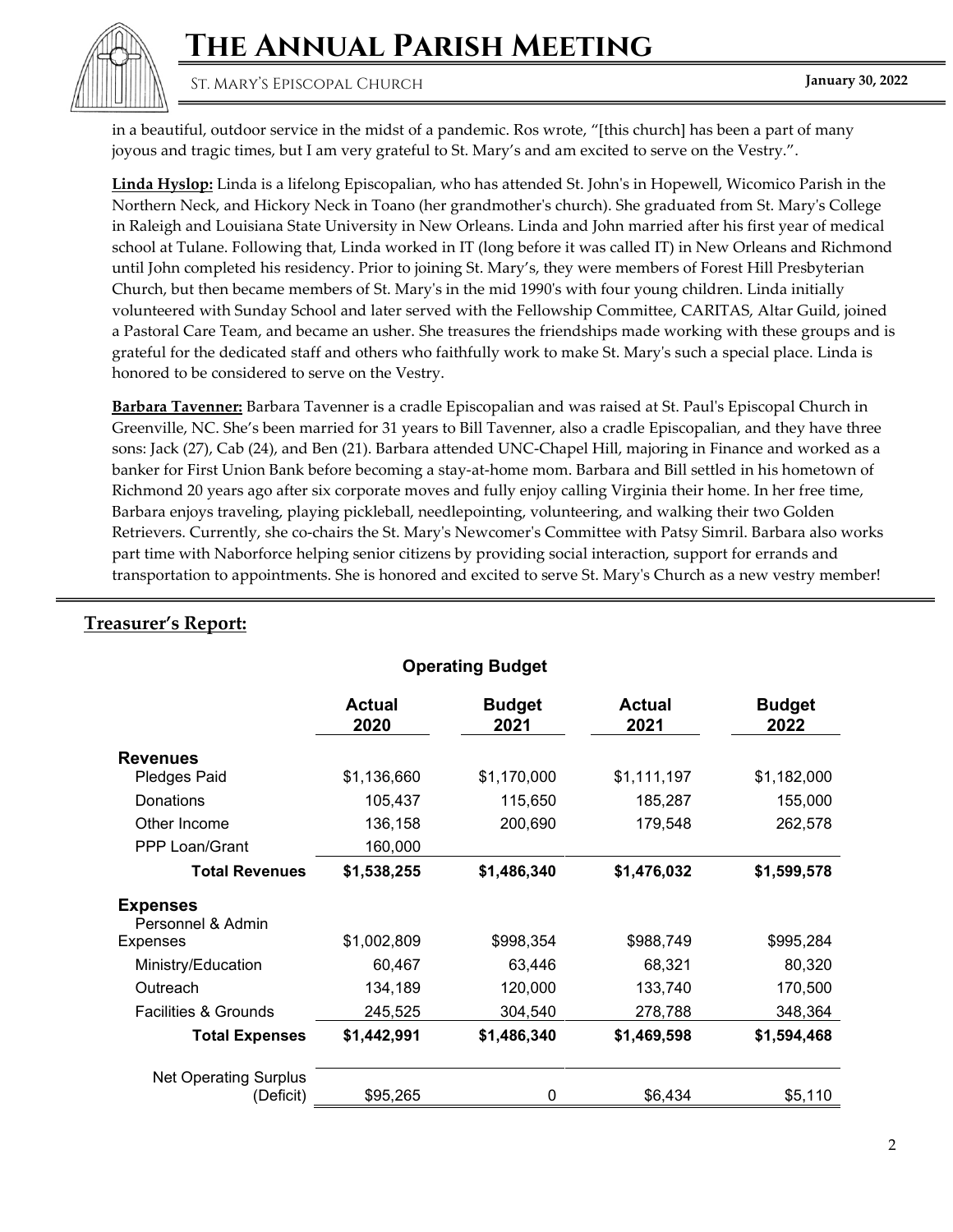in a beautiful, outdoor service in the midst of a pandemic. Ros wrote, "[this church] has been a part of many joyous and tragic times, but I am very grateful to St. Mary's and am excited to serve on the Vestry.".

**Linda Hyslop:** Linda is a lifelong Episcopalian, who has attended St. John's in Hopewell, Wicomico Parish in the Northern Neck, and Hickory Neck in Toano (her grandmother's church). She graduated from St. Mary's College in Raleigh and Louisiana State University in New Orleans. Linda and John married after his first year of medical school at Tulane. Following that, Linda worked in IT (long before it was called IT) in New Orleans and Richmond until John completed his residency. Prior to joining St. Mary's, they were members of Forest Hill Presbyterian Church, but then became members of St. Mary's in the mid 1990's with four young children. Linda initially volunteered with Sunday School and later served with the Fellowship Committee, CARITAS, Altar Guild, joined a Pastoral Care Team, and became an usher. She treasures the friendships made working with these groups and is grateful for the dedicated staff and others who faithfully work to make St. Mary's such a special place. Linda is honored to be considered to serve on the Vestry.

**Barbara Tavenner:** Barbara Tavenner is a cradle Episcopalian and was raised at St. Paul's Episcopal Church in Greenville, NC. She's been married for 31 years to Bill Tavenner, also a cradle Episcopalian, and they have three sons: Jack (27), Cab (24), and Ben (21). Barbara attended UNC-Chapel Hill, majoring in Finance and worked as a banker for First Union Bank before becoming a stay-at-home mom. Barbara and Bill settled in his hometown of Richmond 20 years ago after six corporate moves and fully enjoy calling Virginia their home. In her free time, Barbara enjoys traveling, playing pickleball, needlepointing, volunteering, and walking their two Golden Retrievers. Currently, she co-chairs the St. Mary's Newcomer's Committee with Patsy Simril. Barbara also works part time with Naborforce helping senior citizens by providing social interaction, support for errands and transportation to appointments. She is honored and excited to serve St. Mary's Church as a new vestry member!

## Treasurer's Report:

**Operating Budget**

| | Actual 2020 | Budget 2021 | Actual 2021 | Budget 2022 |
|---|---|---|---|---|
| **Revenues** | | | | |
| Pledges Paid | $1,136,660 | $1,170,000 | $1,111,197 | $1,182,000 |
| Donations | 105,437 | 115,650 | 185,287 | 155,000 |
| Other Income | 136,158 | 200,690 | 179,548 | 262,578 |
| PPP Loan/Grant | 160,000 | | | |
| **Total Revenues** | **$1,538,255** | **$1,486,340** | **$1,476,032** | **$1,599,578** |
| **Expenses** | | | | |
| Personnel & Admin Expenses | $1,002,809 | $998,354 | $988,749 | $995,284 |
| Ministry/Education | 60,467 | 63,446 | 68,321 | 80,320 |
| Outreach | 134,189 | 120,000 | 133,740 | 170,500 |
| Facilities & Grounds | 245,525 | 304,540 | 278,788 | 348,364 |
| **Total Expenses** | **$1,442,991** | **$1,486,340** | **$1,469,598** | **$1,594,468** |
| Net Operating Surplus (Deficit) | $95,265 | 0 | $6,434 | $5,110 |